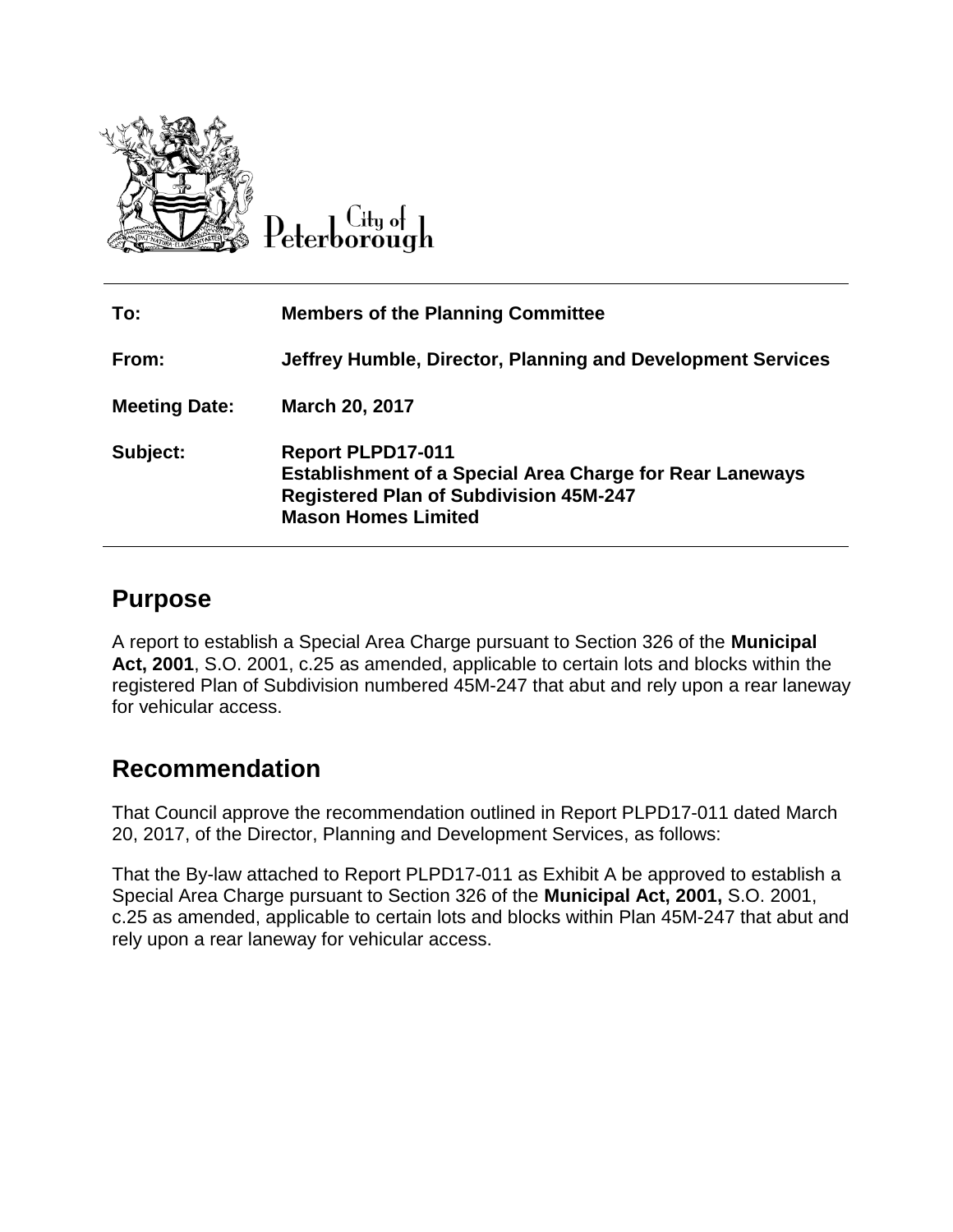City of Peterborough

| | |
|---|---|
| **To:** | **Members of the Planning Committee** |
| **From:** | **Jeffrey Humble, Director, Planning and Development Services** |
| **Meeting Date:** | **March 20, 2017** |
| **Subject:** | **Report PLPD17-011**<br>**Establishment of a Special Area Charge for Rear Laneways**<br>**Registered Plan of Subdivision 45M-247**<br>**Mason Homes Limited** |

## Purpose

A report to establish a Special Area Charge pursuant to Section 326 of the **Municipal Act, 2001**, S.O. 2001, c.25 as amended, applicable to certain lots and blocks within the registered Plan of Subdivision numbered 45M-247 that abut and rely upon a rear laneway for vehicular access.

## Recommendation

That Council approve the recommendation outlined in Report PLPD17-011 dated March 20, 2017, of the Director, Planning and Development Services, as follows:

That the By-law attached to Report PLPD17-011 as Exhibit A be approved to establish a Special Area Charge pursuant to Section 326 of the **Municipal Act, 2001,** S.O. 2001, c.25 as amended, applicable to certain lots and blocks within Plan 45M-247 that abut and rely upon a rear laneway for vehicular access.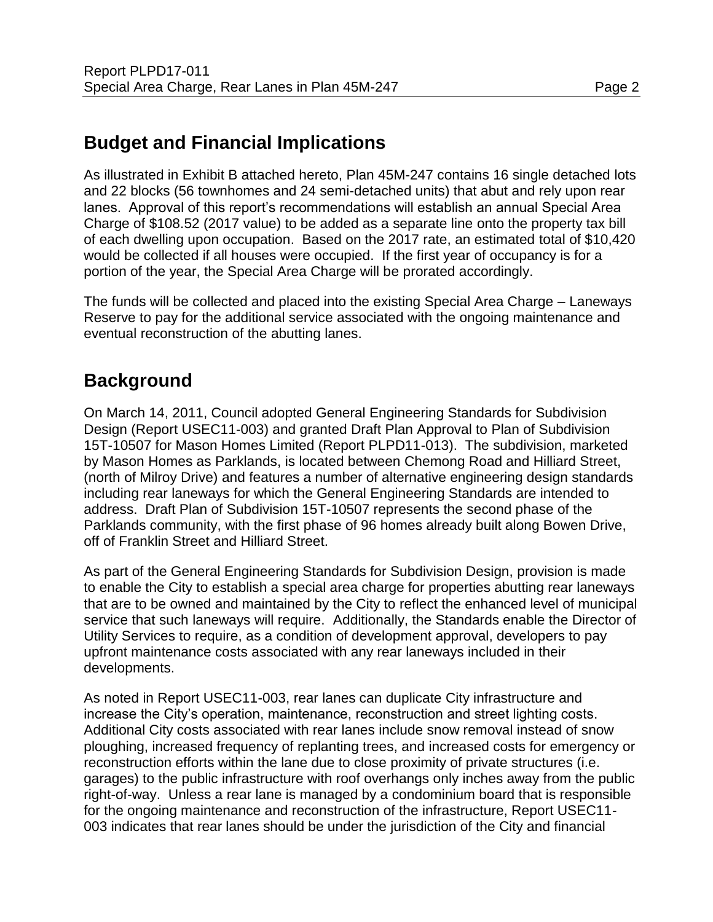## Budget and Financial Implications

As illustrated in Exhibit B attached hereto, Plan 45M-247 contains 16 single detached lots and 22 blocks (56 townhomes and 24 semi-detached units) that abut and rely upon rear lanes. Approval of this report's recommendations will establish an annual Special Area Charge of $108.52 (2017 value) to be added as a separate line onto the property tax bill of each dwelling upon occupation. Based on the 2017 rate, an estimated total of $10,420 would be collected if all houses were occupied. If the first year of occupancy is for a portion of the year, the Special Area Charge will be prorated accordingly.

The funds will be collected and placed into the existing Special Area Charge – Laneways Reserve to pay for the additional service associated with the ongoing maintenance and eventual reconstruction of the abutting lanes.

## Background

On March 14, 2011, Council adopted General Engineering Standards for Subdivision Design (Report USEC11-003) and granted Draft Plan Approval to Plan of Subdivision 15T-10507 for Mason Homes Limited (Report PLPD11-013). The subdivision, marketed by Mason Homes as Parklands, is located between Chemong Road and Hilliard Street, (north of Milroy Drive) and features a number of alternative engineering design standards including rear laneways for which the General Engineering Standards are intended to address. Draft Plan of Subdivision 15T-10507 represents the second phase of the Parklands community, with the first phase of 96 homes already built along Bowen Drive, off of Franklin Street and Hilliard Street.

As part of the General Engineering Standards for Subdivision Design, provision is made to enable the City to establish a special area charge for properties abutting rear laneways that are to be owned and maintained by the City to reflect the enhanced level of municipal service that such laneways will require. Additionally, the Standards enable the Director of Utility Services to require, as a condition of development approval, developers to pay upfront maintenance costs associated with any rear laneways included in their developments.

As noted in Report USEC11-003, rear lanes can duplicate City infrastructure and increase the City's operation, maintenance, reconstruction and street lighting costs. Additional City costs associated with rear lanes include snow removal instead of snow ploughing, increased frequency of replanting trees, and increased costs for emergency or reconstruction efforts within the lane due to close proximity of private structures (i.e. garages) to the public infrastructure with roof overhangs only inches away from the public right-of-way. Unless a rear lane is managed by a condominium board that is responsible for the ongoing maintenance and reconstruction of the infrastructure, Report USEC11-003 indicates that rear lanes should be under the jurisdiction of the City and financial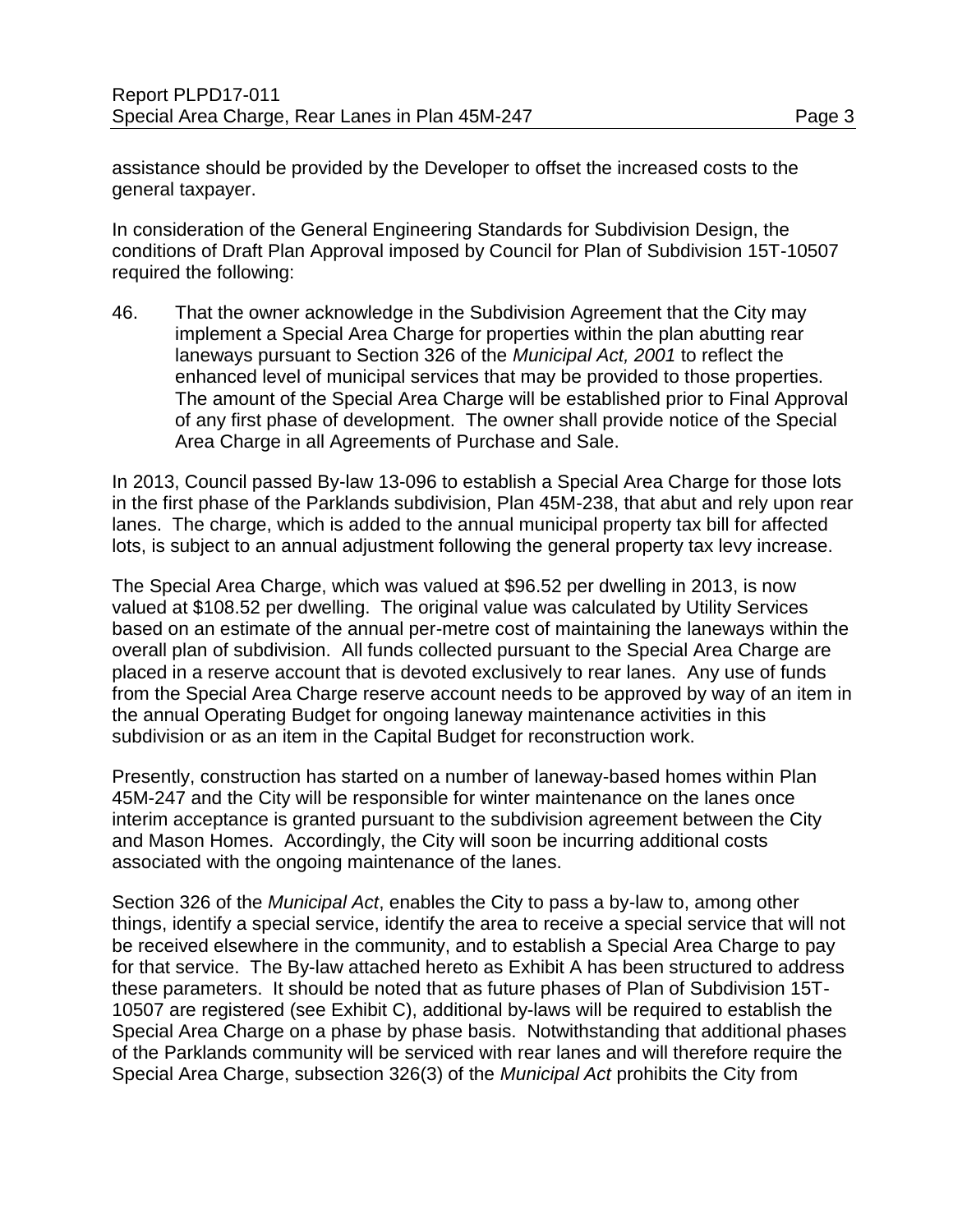assistance should be provided by the Developer to offset the increased costs to the general taxpayer.

In consideration of the General Engineering Standards for Subdivision Design, the conditions of Draft Plan Approval imposed by Council for Plan of Subdivision 15T-10507 required the following:

46. That the owner acknowledge in the Subdivision Agreement that the City may implement a Special Area Charge for properties within the plan abutting rear laneways pursuant to Section 326 of the *Municipal Act, 2001* to reflect the enhanced level of municipal services that may be provided to those properties. The amount of the Special Area Charge will be established prior to Final Approval of any first phase of development. The owner shall provide notice of the Special Area Charge in all Agreements of Purchase and Sale.

In 2013, Council passed By-law 13-096 to establish a Special Area Charge for those lots in the first phase of the Parklands subdivision, Plan 45M-238, that abut and rely upon rear lanes. The charge, which is added to the annual municipal property tax bill for affected lots, is subject to an annual adjustment following the general property tax levy increase.

The Special Area Charge, which was valued at $96.52 per dwelling in 2013, is now valued at $108.52 per dwelling. The original value was calculated by Utility Services based on an estimate of the annual per-metre cost of maintaining the laneways within the overall plan of subdivision. All funds collected pursuant to the Special Area Charge are placed in a reserve account that is devoted exclusively to rear lanes. Any use of funds from the Special Area Charge reserve account needs to be approved by way of an item in the annual Operating Budget for ongoing laneway maintenance activities in this subdivision or as an item in the Capital Budget for reconstruction work.

Presently, construction has started on a number of laneway-based homes within Plan 45M-247 and the City will be responsible for winter maintenance on the lanes once interim acceptance is granted pursuant to the subdivision agreement between the City and Mason Homes. Accordingly, the City will soon be incurring additional costs associated with the ongoing maintenance of the lanes.

Section 326 of the *Municipal Act*, enables the City to pass a by-law to, among other things, identify a special service, identify the area to receive a special service that will not be received elsewhere in the community, and to establish a Special Area Charge to pay for that service. The By-law attached hereto as Exhibit A has been structured to address these parameters. It should be noted that as future phases of Plan of Subdivision 15T-10507 are registered (see Exhibit C), additional by-laws will be required to establish the Special Area Charge on a phase by phase basis. Notwithstanding that additional phases of the Parklands community will be serviced with rear lanes and will therefore require the Special Area Charge, subsection 326(3) of the *Municipal Act* prohibits the City from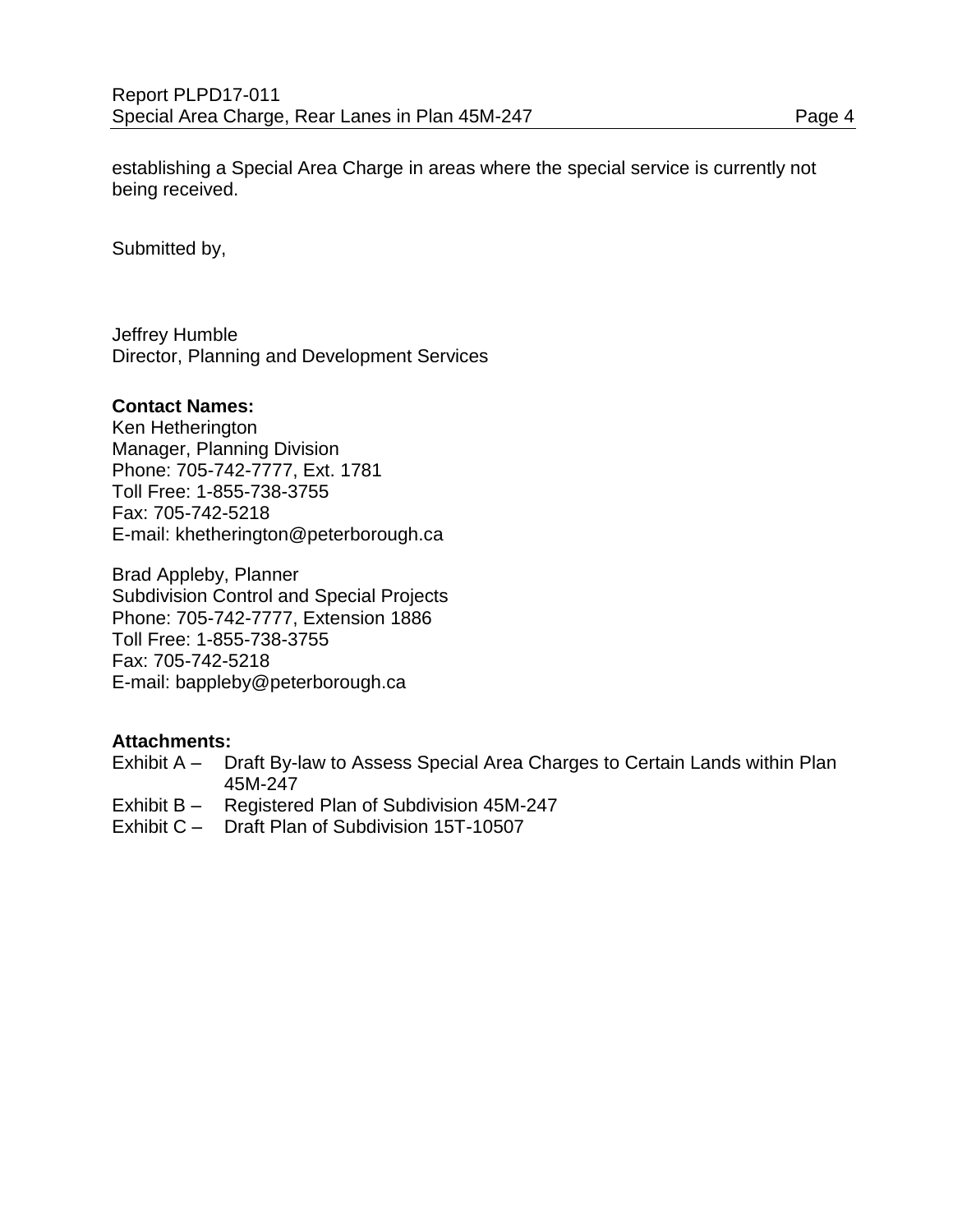establishing a Special Area Charge in areas where the special service is currently not being received.

Submitted by,

Jeffrey Humble
Director, Planning and Development Services

**Contact Names:**
Ken Hetherington
Manager, Planning Division
Phone: 705-742-7777, Ext. 1781
Toll Free: 1-855-738-3755
Fax: 705-742-5218
E-mail: khetherington@peterborough.ca

Brad Appleby, Planner
Subdivision Control and Special Projects
Phone: 705-742-7777, Extension 1886
Toll Free: 1-855-738-3755
Fax: 705-742-5218
E-mail: bappleby@peterborough.ca

**Attachments:**
Exhibit A – Draft By-law to Assess Special Area Charges to Certain Lands within Plan 45M-247
Exhibit B – Registered Plan of Subdivision 45M-247
Exhibit C – Draft Plan of Subdivision 15T-10507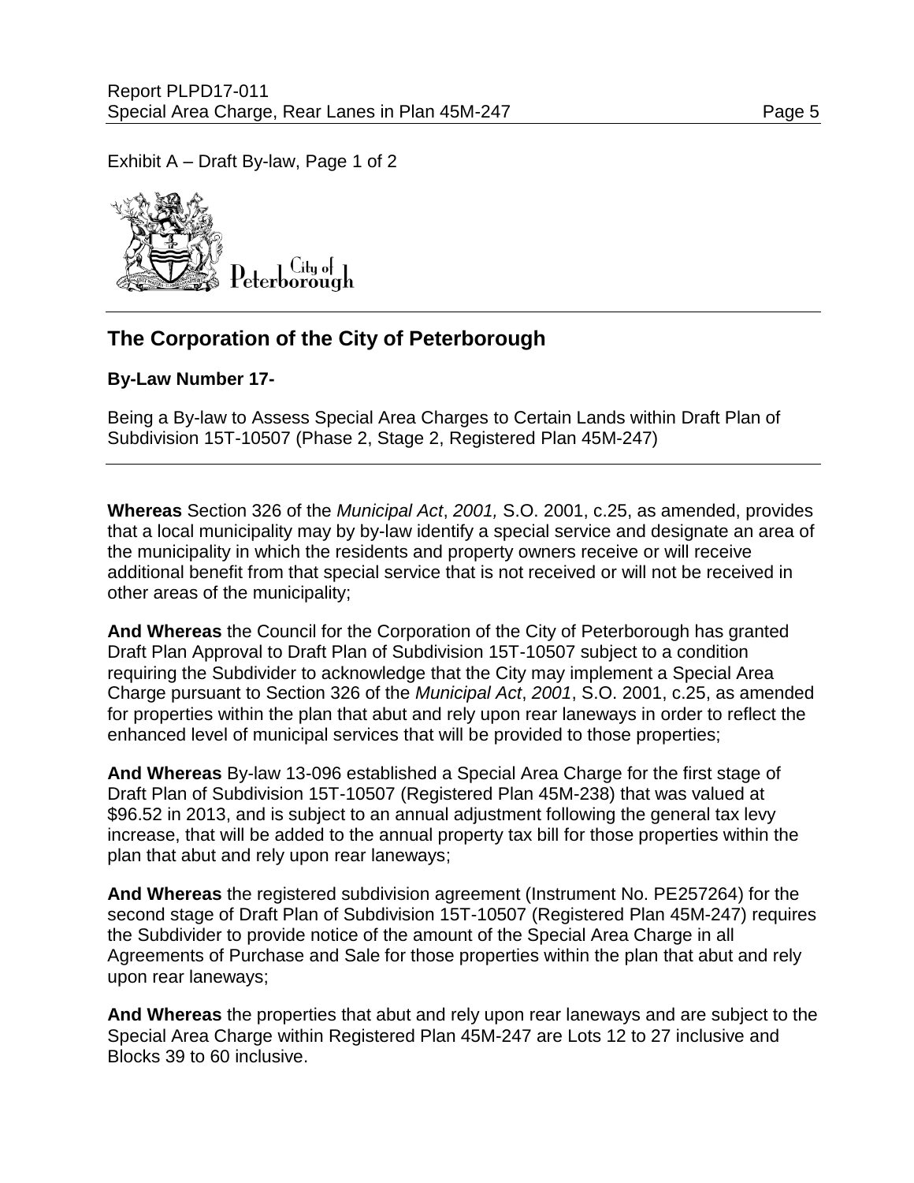Exhibit A – Draft By-law, Page 1 of 2

City of Peterborough

## The Corporation of the City of Peterborough

**By-Law Number 17-**

Being a By-law to Assess Special Area Charges to Certain Lands within Draft Plan of Subdivision 15T-10507 (Phase 2, Stage 2, Registered Plan 45M-247)

**Whereas** Section 326 of the *Municipal Act*, *2001,* S.O. 2001, c.25, as amended, provides that a local municipality may by by-law identify a special service and designate an area of the municipality in which the residents and property owners receive or will receive additional benefit from that special service that is not received or will not be received in other areas of the municipality;

**And Whereas** the Council for the Corporation of the City of Peterborough has granted Draft Plan Approval to Draft Plan of Subdivision 15T-10507 subject to a condition requiring the Subdivider to acknowledge that the City may implement a Special Area Charge pursuant to Section 326 of the *Municipal Act*, *2001*, S.O. 2001, c.25, as amended for properties within the plan that abut and rely upon rear laneways in order to reflect the enhanced level of municipal services that will be provided to those properties;

**And Whereas** By-law 13-096 established a Special Area Charge for the first stage of Draft Plan of Subdivision 15T-10507 (Registered Plan 45M-238) that was valued at $96.52 in 2013, and is subject to an annual adjustment following the general tax levy increase, that will be added to the annual property tax bill for those properties within the plan that abut and rely upon rear laneways;

**And Whereas** the registered subdivision agreement (Instrument No. PE257264) for the second stage of Draft Plan of Subdivision 15T-10507 (Registered Plan 45M-247) requires the Subdivider to provide notice of the amount of the Special Area Charge in all Agreements of Purchase and Sale for those properties within the plan that abut and rely upon rear laneways;

**And Whereas** the properties that abut and rely upon rear laneways and are subject to the Special Area Charge within Registered Plan 45M-247 are Lots 12 to 27 inclusive and Blocks 39 to 60 inclusive.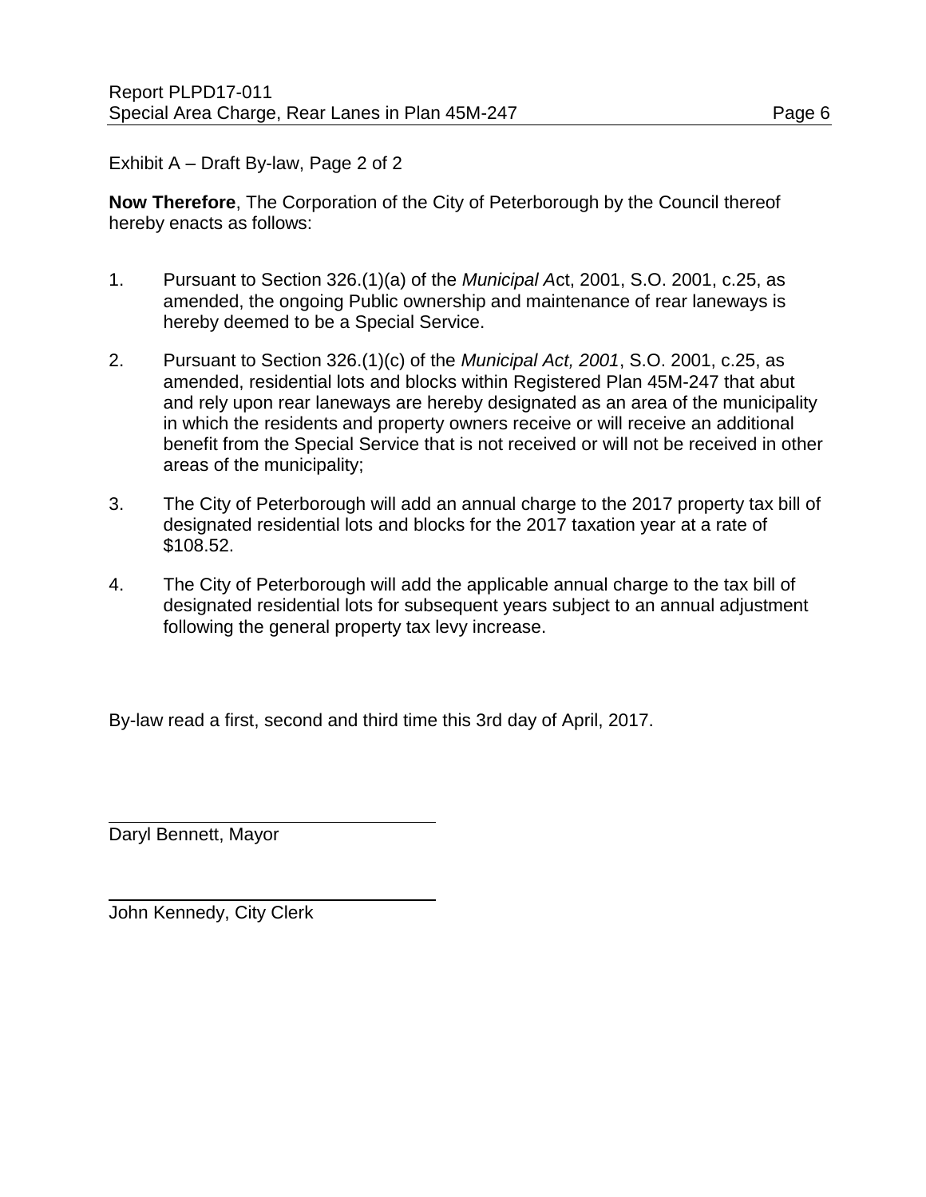Exhibit A – Draft By-law, Page 2 of 2

**Now Therefore**, The Corporation of the City of Peterborough by the Council thereof hereby enacts as follows:

1. Pursuant to Section 326.(1)(a) of the *Municipal A*ct, 2001, S.O. 2001, c.25, as amended, the ongoing Public ownership and maintenance of rear laneways is hereby deemed to be a Special Service.

2. Pursuant to Section 326.(1)(c) of the *Municipal Act, 2001*, S.O. 2001, c.25, as amended, residential lots and blocks within Registered Plan 45M-247 that abut and rely upon rear laneways are hereby designated as an area of the municipality in which the residents and property owners receive or will receive an additional benefit from the Special Service that is not received or will not be received in other areas of the municipality;

3. The City of Peterborough will add an annual charge to the 2017 property tax bill of designated residential lots and blocks for the 2017 taxation year at a rate of $108.52.

4. The City of Peterborough will add the applicable annual charge to the tax bill of designated residential lots for subsequent years subject to an annual adjustment following the general property tax levy increase.

By-law read a first, second and third time this 3rd day of April, 2017.

Daryl Bennett, Mayor

John Kennedy, City Clerk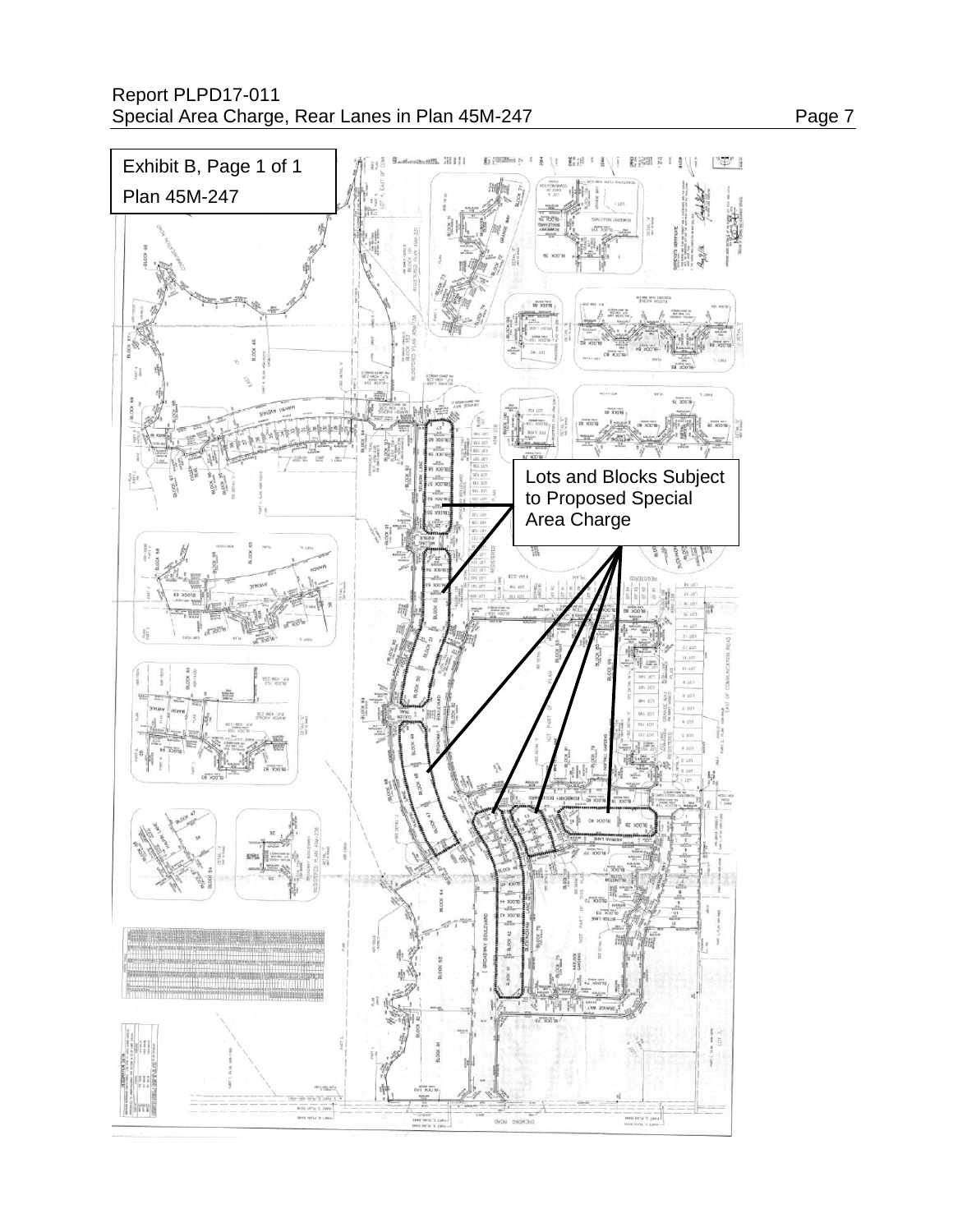Exhibit B, Page 1 of 1

Plan 45M-247

Lots and Blocks Subject to Proposed Special Area Charge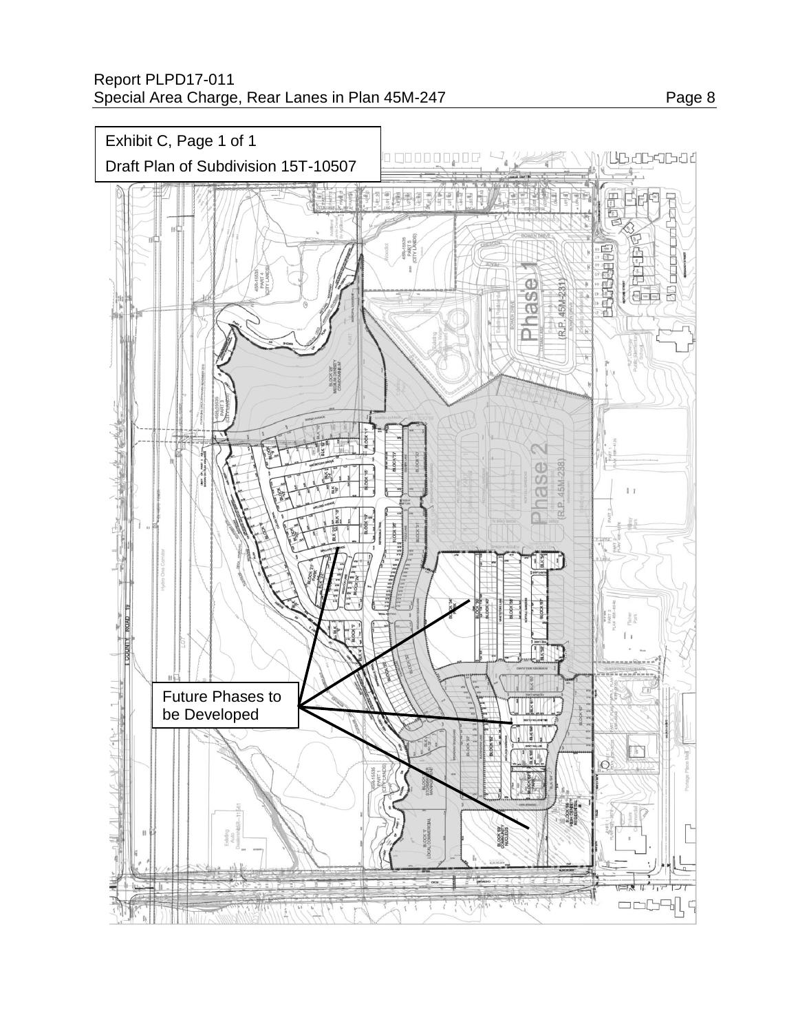Exhibit C, Page 1 of 1

Draft Plan of Subdivision 15T-10507

Phase 1
(R.P. 45M-231)

Phase 2
(R.P. 45M-238)

Future Phases to be Developed